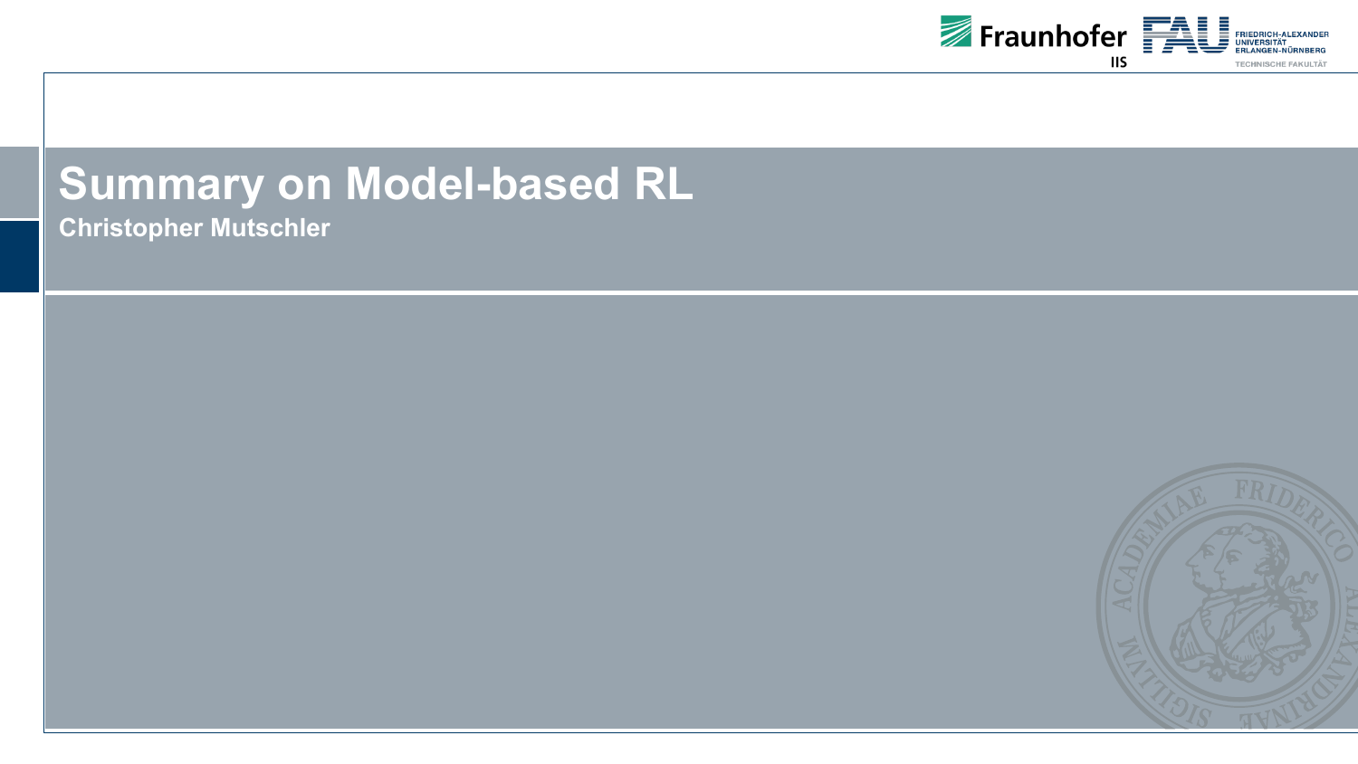# Summary on Model-based RL

**Christopher Mutschler**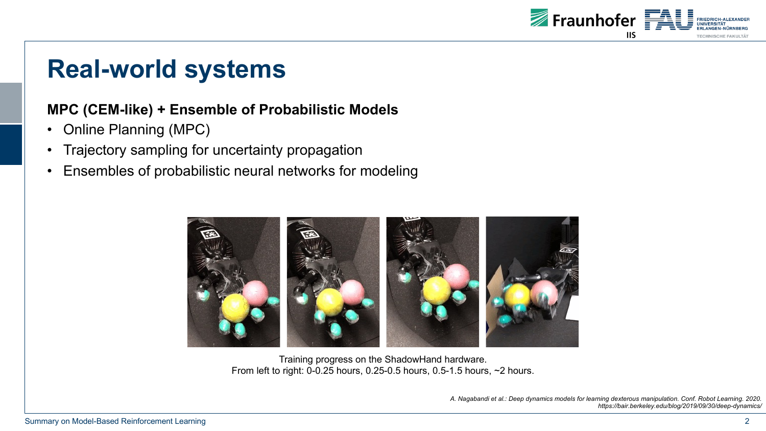# Real-world systems

**MPC (CEM-like) + Ensemble of Probabilistic Models**

- Online Planning (MPC)
- Trajectory sampling for uncertainty propagation
- Ensembles of probabilistic neural networks for modeling

Training progress on the ShadowHand hardware.
From left to right: 0-0.25 hours, 0.25-0.5 hours, 0.5-1.5 hours, ~2 hours.

*A. Nagabandi et al.: Deep dynamics models for learning dexterous manipulation. Conf. Robot Learning. 2020.*
*https://bair.berkeley.edu/blog/2019/09/30/deep-dynamics/*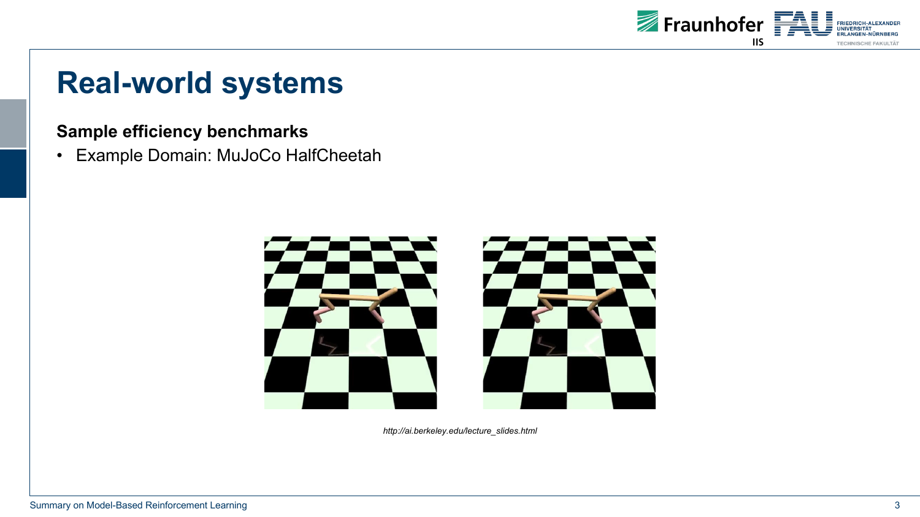# Real-world systems

**Sample efficiency benchmarks**

- Example Domain: MuJoCo HalfCheetah

*http://ai.berkeley.edu/lecture_slides.html*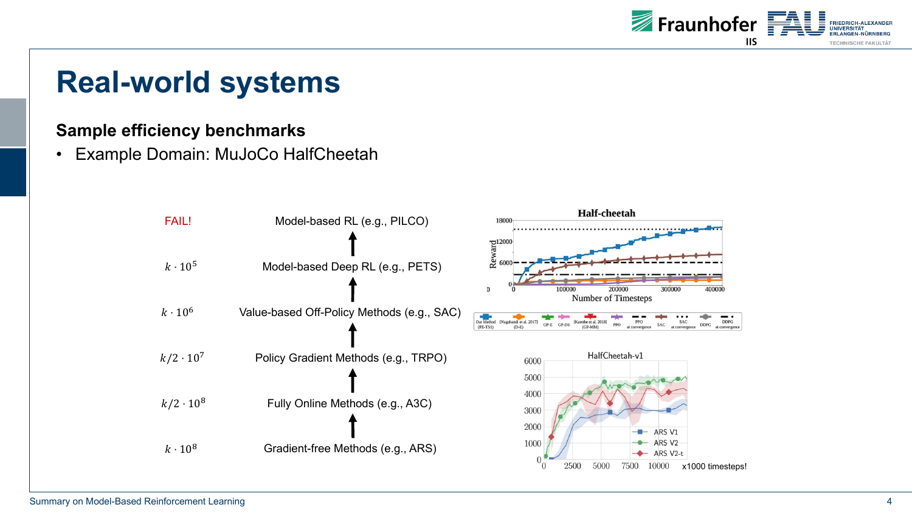# Real-world systems

**Sample efficiency benchmarks**

- Example Domain: MuJoCo HalfCheetah

| | |
|---|---|
| FAIL! | Model-based RL (e.g., PILCO) |
| $k \cdot 10^5$ | Model-based Deep RL (e.g., PETS) |
| $k \cdot 10^6$ | Value-based Off-Policy Methods (e.g., SAC) |
| $k/2 \cdot 10^7$ | Policy Gradient Methods (e.g., TRPO) |
| $k/2 \cdot 10^8$ | Fully Online Methods (e.g., A3C) |
| $k \cdot 10^8$ | Gradient-free Methods (e.g., ARS) |

x1000 timesteps!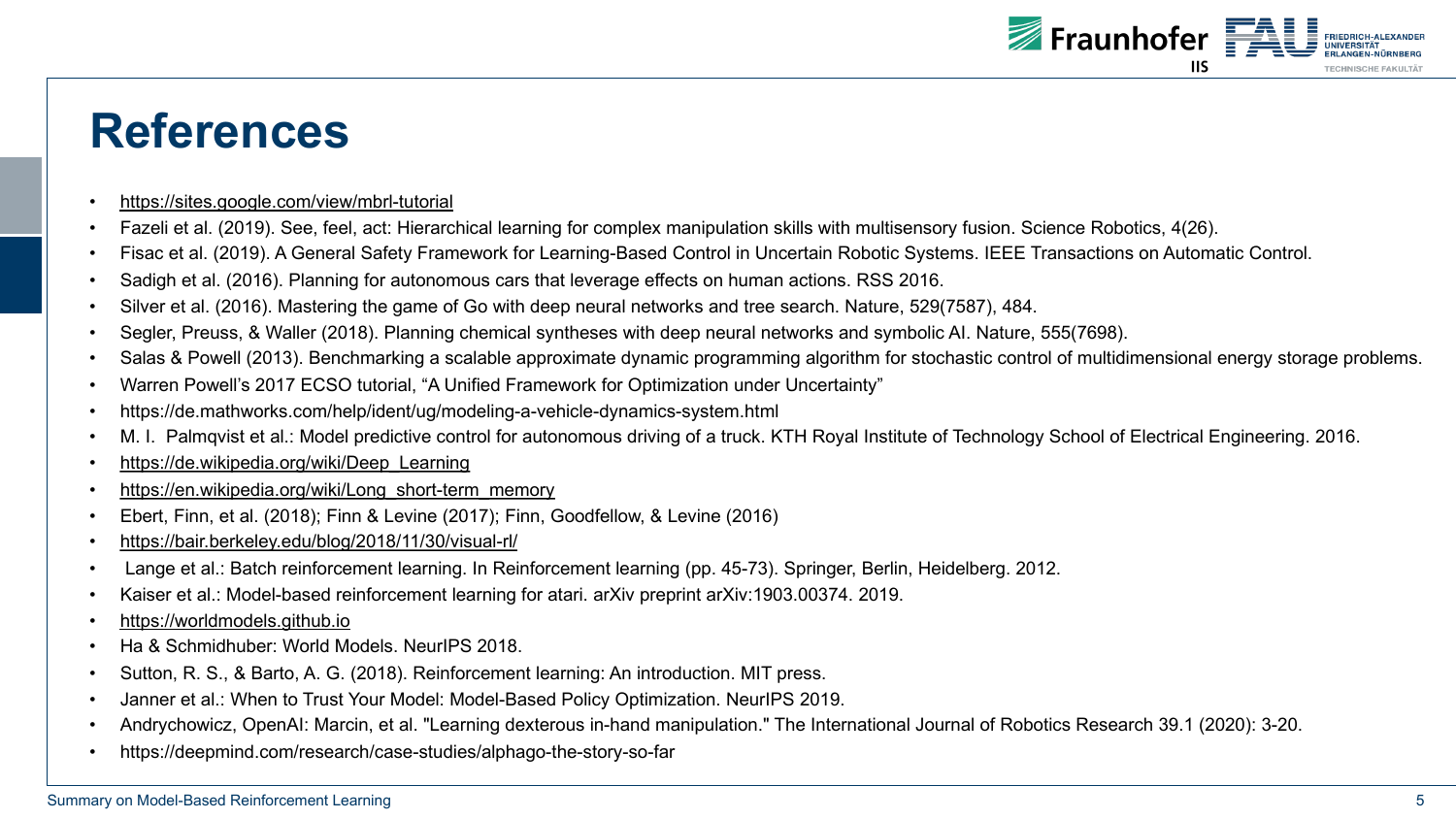# References

- https://sites.google.com/view/mbrl-tutorial
- Fazeli et al. (2019). See, feel, act: Hierarchical learning for complex manipulation skills with multisensory fusion. Science Robotics, 4(26).
- Fisac et al. (2019). A General Safety Framework for Learning-Based Control in Uncertain Robotic Systems. IEEE Transactions on Automatic Control.
- Sadigh et al. (2016). Planning for autonomous cars that leverage effects on human actions. RSS 2016.
- Silver et al. (2016). Mastering the game of Go with deep neural networks and tree search. Nature, 529(7587), 484.
- Segler, Preuss, & Waller (2018). Planning chemical syntheses with deep neural networks and symbolic AI. Nature, 555(7698).
- Salas & Powell (2013). Benchmarking a scalable approximate dynamic programming algorithm for stochastic control of multidimensional energy storage problems.
- Warren Powell's 2017 ECSO tutorial, "A Unified Framework for Optimization under Uncertainty"
- https://de.mathworks.com/help/ident/ug/modeling-a-vehicle-dynamics-system.html
- M. I. Palmqvist et al.: Model predictive control for autonomous driving of a truck. KTH Royal Institute of Technology School of Electrical Engineering. 2016.
- https://de.wikipedia.org/wiki/Deep_Learning
- https://en.wikipedia.org/wiki/Long_short-term_memory
- Ebert, Finn, et al. (2018); Finn & Levine (2017); Finn, Goodfellow, & Levine (2016)
- https://bair.berkeley.edu/blog/2018/11/30/visual-rl/
- Lange et al.: Batch reinforcement learning. In Reinforcement learning (pp. 45-73). Springer, Berlin, Heidelberg. 2012.
- Kaiser et al.: Model-based reinforcement learning for atari. arXiv preprint arXiv:1903.00374. 2019.
- https://worldmodels.github.io
- Ha & Schmidhuber: World Models. NeurIPS 2018.
- Sutton, R. S., & Barto, A. G. (2018). Reinforcement learning: An introduction. MIT press.
- Janner et al.: When to Trust Your Model: Model-Based Policy Optimization. NeurIPS 2019.
- Andrychowicz, OpenAI: Marcin, et al. "Learning dexterous in-hand manipulation." The International Journal of Robotics Research 39.1 (2020): 3-20.
- https://deepmind.com/research/case-studies/alphago-the-story-so-far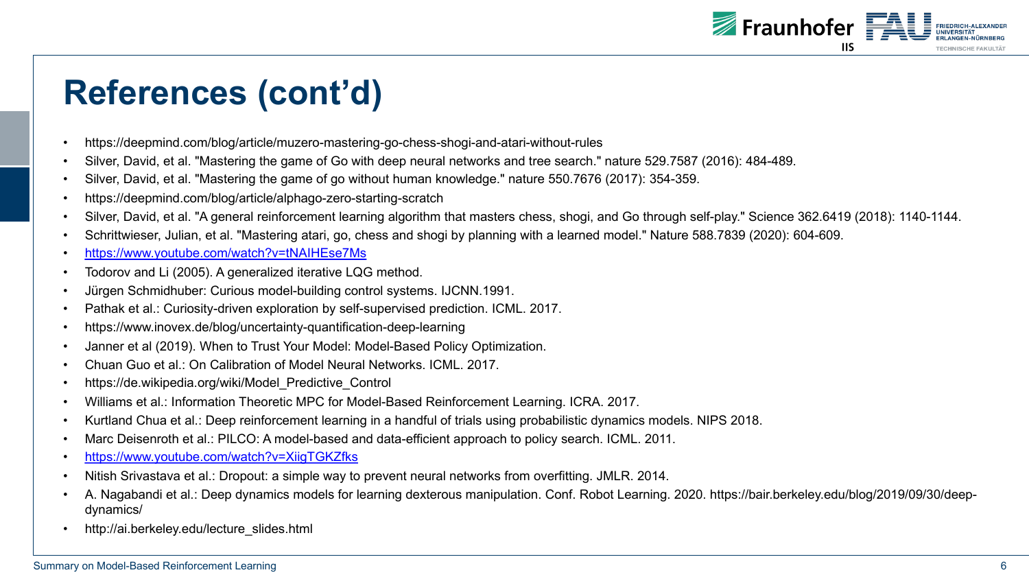# References (cont'd)

- https://deepmind.com/blog/article/muzero-mastering-go-chess-shogi-and-atari-without-rules
- Silver, David, et al. "Mastering the game of Go with deep neural networks and tree search." nature 529.7587 (2016): 484-489.
- Silver, David, et al. "Mastering the game of go without human knowledge." nature 550.7676 (2017): 354-359.
- https://deepmind.com/blog/article/alphago-zero-starting-scratch
- Silver, David, et al. "A general reinforcement learning algorithm that masters chess, shogi, and Go through self-play." Science 362.6419 (2018): 1140-1144.
- Schrittwieser, Julian, et al. "Mastering atari, go, chess and shogi by planning with a learned model." Nature 588.7839 (2020): 604-609.
- https://www.youtube.com/watch?v=tNAIHEse7Ms
- Todorov and Li (2005). A generalized iterative LQG method.
- Jürgen Schmidhuber: Curious model-building control systems. IJCNN.1991.
- Pathak et al.: Curiosity-driven exploration by self-supervised prediction. ICML. 2017.
- https://www.inovex.de/blog/uncertainty-quantification-deep-learning
- Janner et al (2019). When to Trust Your Model: Model-Based Policy Optimization.
- Chuan Guo et al.: On Calibration of Model Neural Networks. ICML. 2017.
- https://de.wikipedia.org/wiki/Model_Predictive_Control
- Williams et al.: Information Theoretic MPC for Model-Based Reinforcement Learning. ICRA. 2017.
- Kurtland Chua et al.: Deep reinforcement learning in a handful of trials using probabilistic dynamics models. NIPS 2018.
- Marc Deisenroth et al.: PILCO: A model-based and data-efficient approach to policy search. ICML. 2011.
- https://www.youtube.com/watch?v=XiigTGKZfks
- Nitish Srivastava et al.: Dropout: a simple way to prevent neural networks from overfitting. JMLR. 2014.
- A. Nagabandi et al.: Deep dynamics models for learning dexterous manipulation. Conf. Robot Learning. 2020. https://bair.berkeley.edu/blog/2019/09/30/deep-dynamics/
- http://ai.berkeley.edu/lecture_slides.html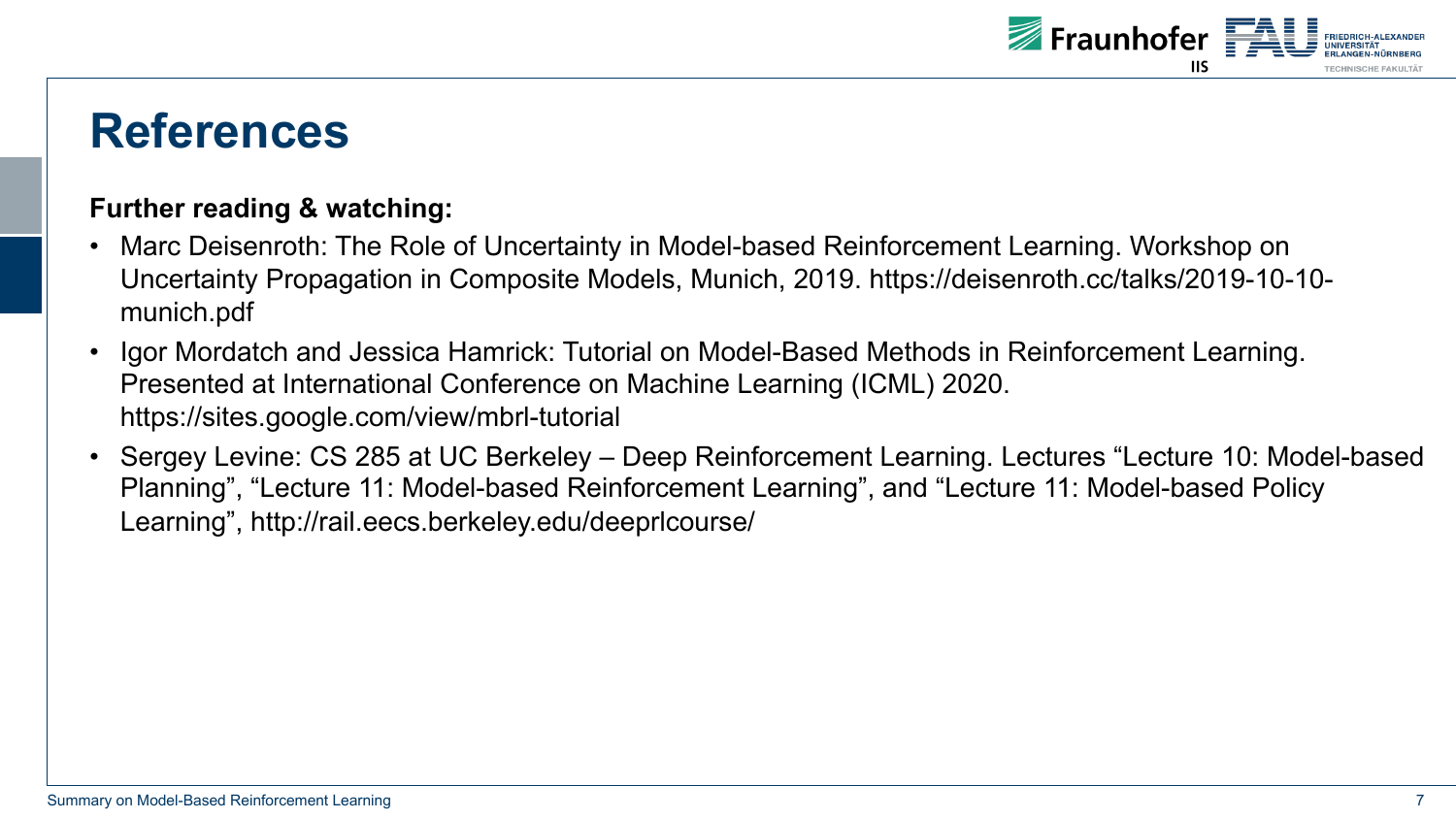# References

**Further reading & watching:**

- Marc Deisenroth: The Role of Uncertainty in Model-based Reinforcement Learning. Workshop on Uncertainty Propagation in Composite Models, Munich, 2019. https://deisenroth.cc/talks/2019-10-10-munich.pdf
- Igor Mordatch and Jessica Hamrick: Tutorial on Model-Based Methods in Reinforcement Learning. Presented at International Conference on Machine Learning (ICML) 2020. https://sites.google.com/view/mbrl-tutorial
- Sergey Levine: CS 285 at UC Berkeley – Deep Reinforcement Learning. Lectures “Lecture 10: Model-based Planning”, “Lecture 11: Model-based Reinforcement Learning”, and “Lecture 11: Model-based Policy Learning”, http://rail.eecs.berkeley.edu/deeprlcourse/